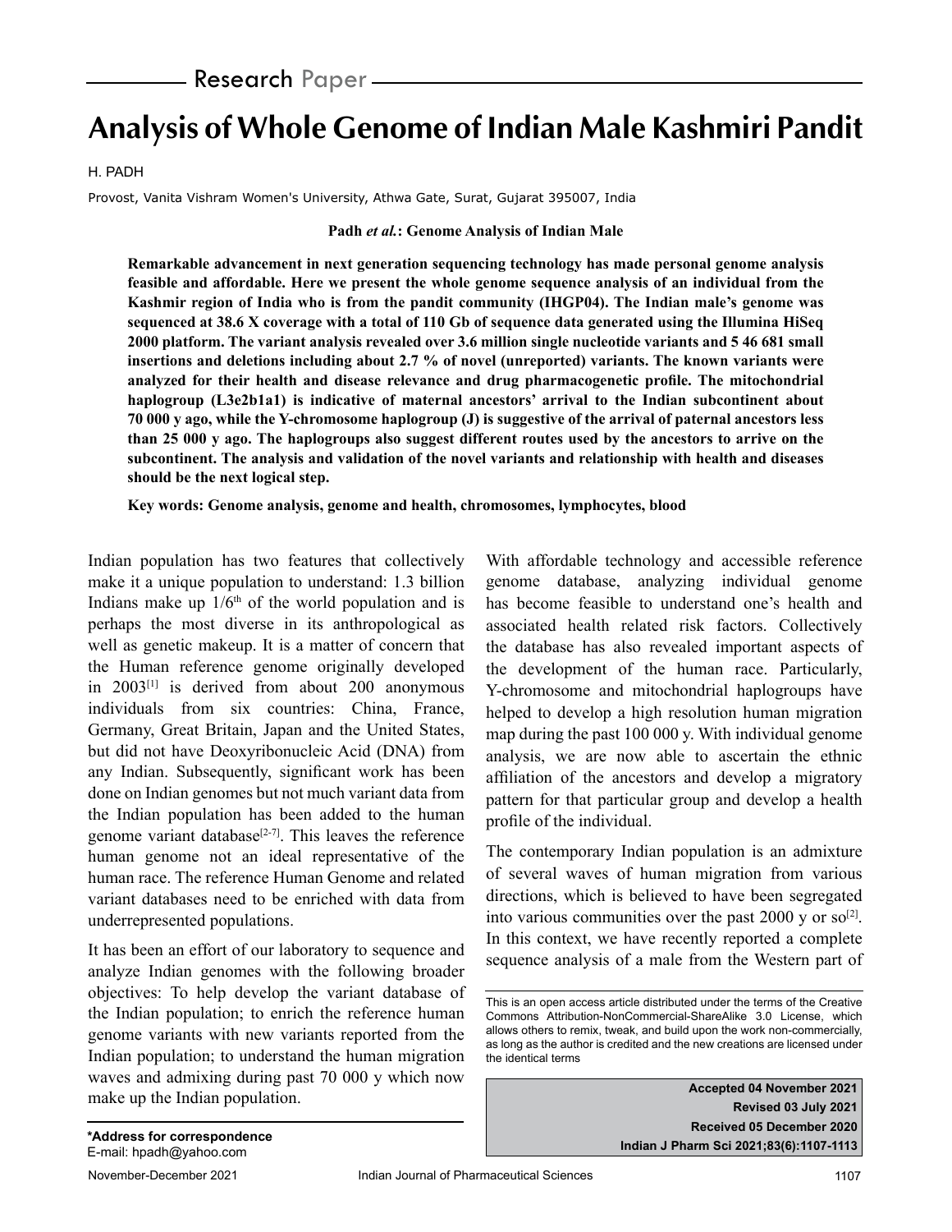Research Paper

# Analysis of Whole Genome of Indian Male Kashmiri Pandit

H. PADH

Provost, Vanita Vishram Women's University, Athwa Gate, Surat, Gujarat 395007, India

**Padh *et al.*: Genome Analysis of Indian Male**

**Remarkable advancement in next generation sequencing technology has made personal genome analysis feasible and affordable. Here we present the whole genome sequence analysis of an individual from the Kashmir region of India who is from the pandit community (IHGP04). The Indian male's genome was sequenced at 38.6 X coverage with a total of 110 Gb of sequence data generated using the Illumina HiSeq 2000 platform. The variant analysis revealed over 3.6 million single nucleotide variants and 5 46 681 small insertions and deletions including about 2.7 % of novel (unreported) variants. The known variants were analyzed for their health and disease relevance and drug pharmacogenetic profile. The mitochondrial haplogroup (L3e2b1a1) is indicative of maternal ancestors' arrival to the Indian subcontinent about 70 000 y ago, while the Y-chromosome haplogroup (J) is suggestive of the arrival of paternal ancestors less than 25 000 y ago. The haplogroups also suggest different routes used by the ancestors to arrive on the subcontinent. The analysis and validation of the novel variants and relationship with health and diseases should be the next logical step.**

**Key words: Genome analysis, genome and health, chromosomes, lymphocytes, blood**

Indian population has two features that collectively make it a unique population to understand: 1.3 billion Indians make up 1/6$^{th}$ of the world population and is perhaps the most diverse in its anthropological as well as genetic makeup. It is a matter of concern that the Human reference genome originally developed in 2003[1] is derived from about 200 anonymous individuals from six countries: China, France, Germany, Great Britain, Japan and the United States, but did not have Deoxyribonucleic Acid (DNA) from any Indian. Subsequently, significant work has been done on Indian genomes but not much variant data from the Indian population has been added to the human genome variant database[2-7]. This leaves the reference human genome not an ideal representative of the human race. The reference Human Genome and related variant databases need to be enriched with data from underrepresented populations.

It has been an effort of our laboratory to sequence and analyze Indian genomes with the following broader objectives: To help develop the variant database of the Indian population; to enrich the reference human genome variants with new variants reported from the Indian population; to understand the human migration waves and admixing during past 70 000 y which now make up the Indian population.

With affordable technology and accessible reference genome database, analyzing individual genome has become feasible to understand one's health and associated health related risk factors. Collectively the database has also revealed important aspects of the development of the human race. Particularly, Y-chromosome and mitochondrial haplogroups have helped to develop a high resolution human migration map during the past 100 000 y. With individual genome analysis, we are now able to ascertain the ethnic affiliation of the ancestors and develop a migratory pattern for that particular group and develop a health profile of the individual.

The contemporary Indian population is an admixture of several waves of human migration from various directions, which is believed to have been segregated into various communities over the past 2000 y or so[2]. In this context, we have recently reported a complete sequence analysis of a male from the Western part of

This is an open access article distributed under the terms of the Creative Commons Attribution-NonCommercial-ShareAlike 3.0 License, which allows others to remix, tweak, and build upon the work non-commercially, as long as the author is credited and the new creations are licensed under the identical terms

Accepted 04 November 2021
Revised 03 July 2021
Received 05 December 2020
Indian J Pharm Sci 2021;83(6):1107-1113

**\*Address for correspondence**
E-mail: hpadh@yahoo.com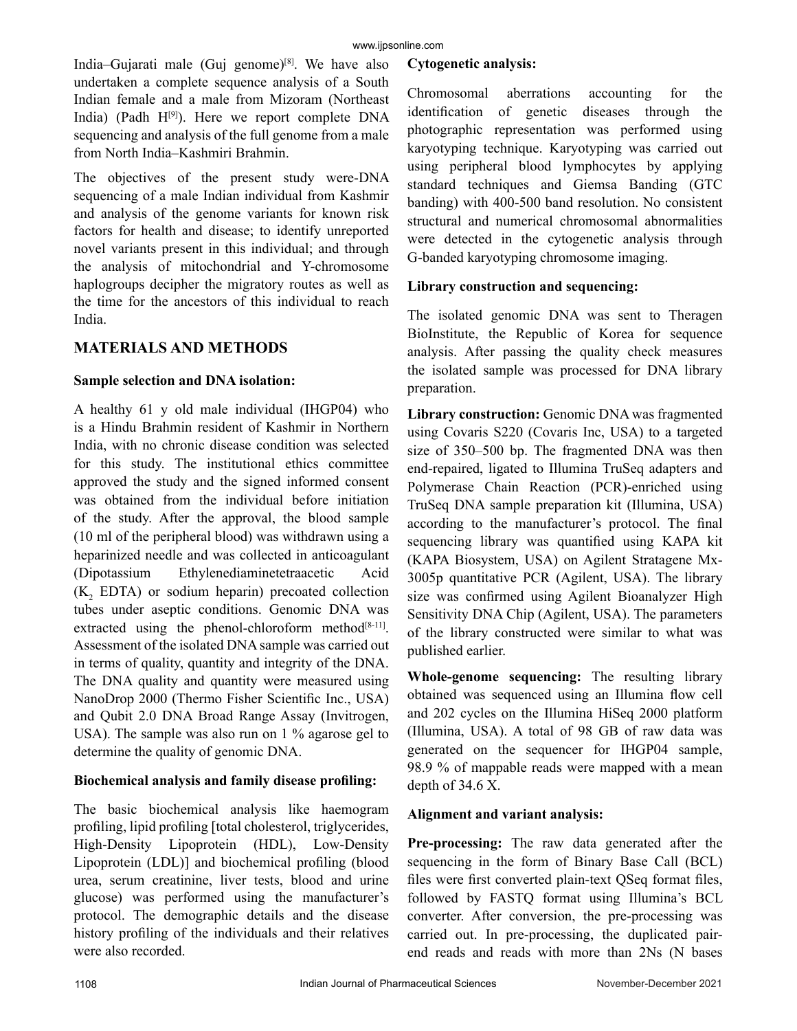India–Gujarati male (Guj genome)[8]. We have also undertaken a complete sequence analysis of a South Indian female and a male from Mizoram (Northeast India) (Padh H[9]). Here we report complete DNA sequencing and analysis of the full genome from a male from North India–Kashmiri Brahmin.

The objectives of the present study were-DNA sequencing of a male Indian individual from Kashmir and analysis of the genome variants for known risk factors for health and disease; to identify unreported novel variants present in this individual; and through the analysis of mitochondrial and Y-chromosome haplogroups decipher the migratory routes as well as the time for the ancestors of this individual to reach India.

## MATERIALS AND METHODS

### Sample selection and DNA isolation:

A healthy 61 y old male individual (IHGP04) who is a Hindu Brahmin resident of Kashmir in Northern India, with no chronic disease condition was selected for this study. The institutional ethics committee approved the study and the signed informed consent was obtained from the individual before initiation of the study. After the approval, the blood sample (10 ml of the peripheral blood) was withdrawn using a heparinized needle and was collected in anticoagulant (Dipotassium Ethylenediaminetetraacetic Acid ($K_2$ EDTA) or sodium heparin) precoated collection tubes under aseptic conditions. Genomic DNA was extracted using the phenol-chloroform method[8-11]. Assessment of the isolated DNA sample was carried out in terms of quality, quantity and integrity of the DNA. The DNA quality and quantity were measured using NanoDrop 2000 (Thermo Fisher Scientific Inc., USA) and Qubit 2.0 DNA Broad Range Assay (Invitrogen, USA). The sample was also run on 1 % agarose gel to determine the quality of genomic DNA.

### Biochemical analysis and family disease profiling:

The basic biochemical analysis like haemogram profiling, lipid profiling [total cholesterol, triglycerides, High-Density Lipoprotein (HDL), Low-Density Lipoprotein (LDL)] and biochemical profiling (blood urea, serum creatinine, liver tests, blood and urine glucose) was performed using the manufacturer's protocol. The demographic details and the disease history profiling of the individuals and their relatives were also recorded.

### Cytogenetic analysis:

Chromosomal aberrations accounting for the identification of genetic diseases through the photographic representation was performed using karyotyping technique. Karyotyping was carried out using peripheral blood lymphocytes by applying standard techniques and Giemsa Banding (GTC banding) with 400-500 band resolution. No consistent structural and numerical chromosomal abnormalities were detected in the cytogenetic analysis through G-banded karyotyping chromosome imaging.

### Library construction and sequencing:

The isolated genomic DNA was sent to Theragen BioInstitute, the Republic of Korea for sequence analysis. After passing the quality check measures the isolated sample was processed for DNA library preparation.

**Library construction:** Genomic DNA was fragmented using Covaris S220 (Covaris Inc, USA) to a targeted size of 350–500 bp. The fragmented DNA was then end-repaired, ligated to Illumina TruSeq adapters and Polymerase Chain Reaction (PCR)-enriched using TruSeq DNA sample preparation kit (Illumina, USA) according to the manufacturer's protocol. The final sequencing library was quantified using KAPA kit (KAPA Biosystem, USA) on Agilent Stratagene Mx-3005p quantitative PCR (Agilent, USA). The library size was confirmed using Agilent Bioanalyzer High Sensitivity DNA Chip (Agilent, USA). The parameters of the library constructed were similar to what was published earlier.

**Whole-genome sequencing:** The resulting library obtained was sequenced using an Illumina flow cell and 202 cycles on the Illumina HiSeq 2000 platform (Illumina, USA). A total of 98 GB of raw data was generated on the sequencer for IHGP04 sample, 98.9 % of mappable reads were mapped with a mean depth of 34.6 X.

### Alignment and variant analysis:

**Pre-processing:** The raw data generated after the sequencing in the form of Binary Base Call (BCL) files were first converted plain-text QSeq format files, followed by FASTQ format using Illumina's BCL converter. After conversion, the pre-processing was carried out. In pre-processing, the duplicated pair-end reads and reads with more than 2Ns (N bases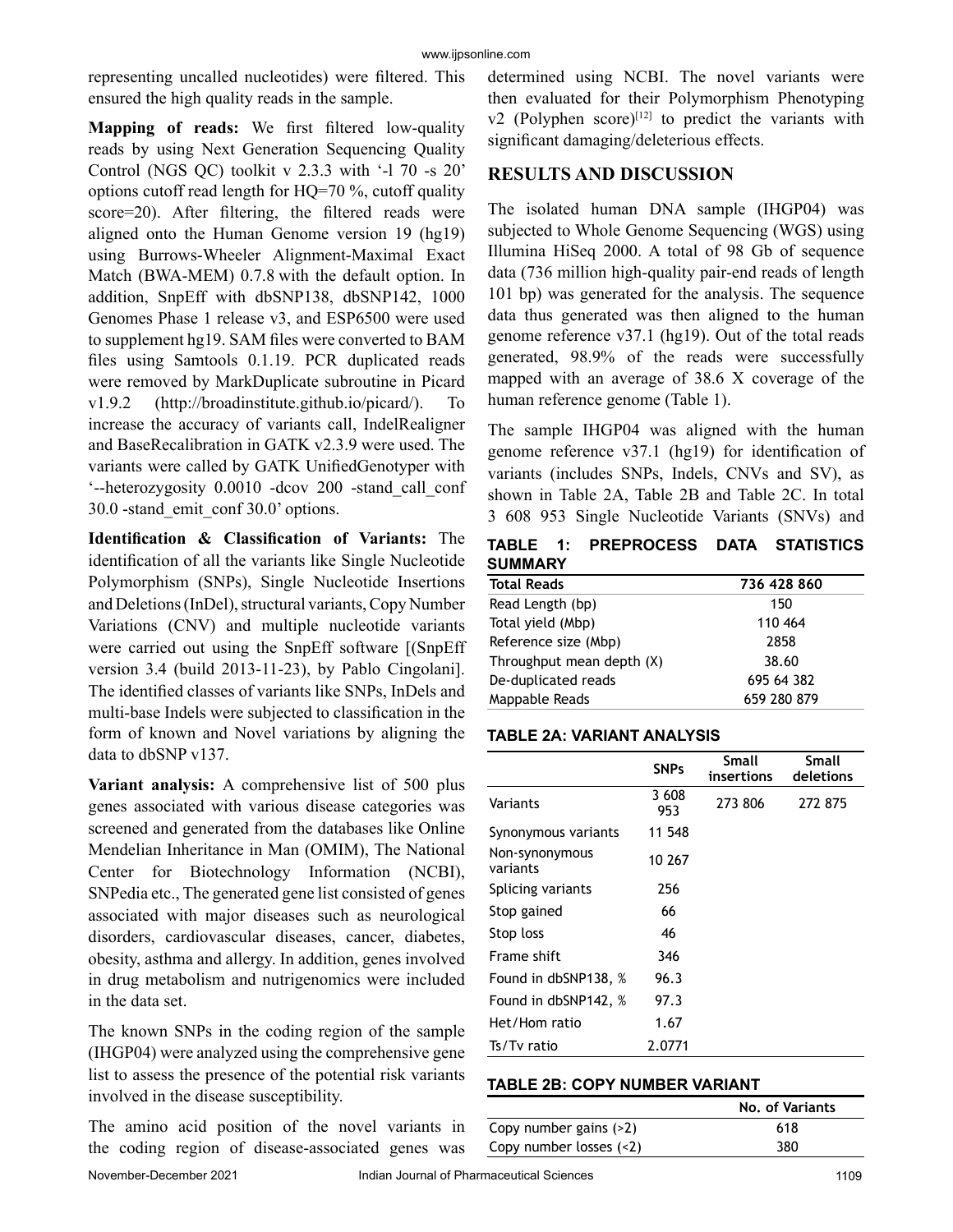representing uncalled nucleotides) were filtered. This ensured the high quality reads in the sample.

**Mapping of reads:** We first filtered low-quality reads by using Next Generation Sequencing Quality Control (NGS QC) toolkit v 2.3.3 with '-l 70 -s 20' options cutoff read length for HQ=70 %, cutoff quality score=20). After filtering, the filtered reads were aligned onto the Human Genome version 19 (hg19) using Burrows-Wheeler Alignment-Maximal Exact Match (BWA-MEM) 0.7.8 with the default option. In addition, SnpEff with dbSNP138, dbSNP142, 1000 Genomes Phase 1 release v3, and ESP6500 were used to supplement hg19. SAM files were converted to BAM files using Samtools 0.1.19. PCR duplicated reads were removed by MarkDuplicate subroutine in Picard v1.9.2 (http://broadinstitute.github.io/picard/). To increase the accuracy of variants call, IndelRealigner and BaseRecalibration in GATK v2.3.9 were used. The variants were called by GATK UnifiedGenotyper with '--heterozygosity 0.0010 -dcov 200 -stand_call_conf 30.0 -stand_emit_conf 30.0' options.

**Identification & Classification of Variants:** The identification of all the variants like Single Nucleotide Polymorphism (SNPs), Single Nucleotide Insertions and Deletions (InDel), structural variants, Copy Number Variations (CNV) and multiple nucleotide variants were carried out using the SnpEff software [(SnpEff version 3.4 (build 2013-11-23), by Pablo Cingolani]. The identified classes of variants like SNPs, InDels and multi-base Indels were subjected to classification in the form of known and Novel variations by aligning the data to dbSNP v137.

**Variant analysis:** A comprehensive list of 500 plus genes associated with various disease categories was screened and generated from the databases like Online Mendelian Inheritance in Man (OMIM), The National Center for Biotechnology Information (NCBI), SNPedia etc., The generated gene list consisted of genes associated with major diseases such as neurological disorders, cardiovascular diseases, cancer, diabetes, obesity, asthma and allergy. In addition, genes involved in drug metabolism and nutrigenomics were included in the data set.

The known SNPs in the coding region of the sample (IHGP04) were analyzed using the comprehensive gene list to assess the presence of the potential risk variants involved in the disease susceptibility.

The amino acid position of the novel variants in the coding region of disease-associated genes was determined using NCBI. The novel variants were then evaluated for their Polymorphism Phenotyping v2 (Polyphen score)[12] to predict the variants with significant damaging/deleterious effects.

## RESULTS AND DISCUSSION

The isolated human DNA sample (IHGP04) was subjected to Whole Genome Sequencing (WGS) using Illumina HiSeq 2000. A total of 98 Gb of sequence data (736 million high-quality pair-end reads of length 101 bp) was generated for the analysis. The sequence data thus generated was then aligned to the human genome reference v37.1 (hg19). Out of the total reads generated, 98.9% of the reads were successfully mapped with an average of 38.6 X coverage of the human reference genome (Table 1).

The sample IHGP04 was aligned with the human genome reference v37.1 (hg19) for identification of variants (includes SNPs, Indels, CNVs and SV), as shown in Table 2A, Table 2B and Table 2C. In total 3 608 953 Single Nucleotide Variants (SNVs) and

**TABLE 1: PREPROCESS DATA STATISTICS SUMMARY**

| Total Reads | 736 428 860 |
|---|---|
| Read Length (bp) | 150 |
| Total yield (Mbp) | 110 464 |
| Reference size (Mbp) | 2858 |
| Throughput mean depth (X) | 38.60 |
| De-duplicated reads | 695 64 382 |
| Mappable Reads | 659 280 879 |

**TABLE 2A: VARIANT ANALYSIS**

| | SNPs | Small insertions | Small deletions |
|---|---|---|---|
| Variants | 3 608 953 | 273 806 | 272 875 |
| Synonymous variants | 11 548 | | |
| Non-synonymous variants | 10 267 | | |
| Splicing variants | 256 | | |
| Stop gained | 66 | | |
| Stop loss | 46 | | |
| Frame shift | 346 | | |
| Found in dbSNP138, % | 96.3 | | |
| Found in dbSNP142, % | 97.3 | | |
| Het/Hom ratio | 1.67 | | |
| Ts/Tv ratio | 2.0771 | | |

**TABLE 2B: COPY NUMBER VARIANT**

| | No. of Variants |
|---|---|
| Copy number gains (>2) | 618 |
| Copy number losses (<2) | 380 |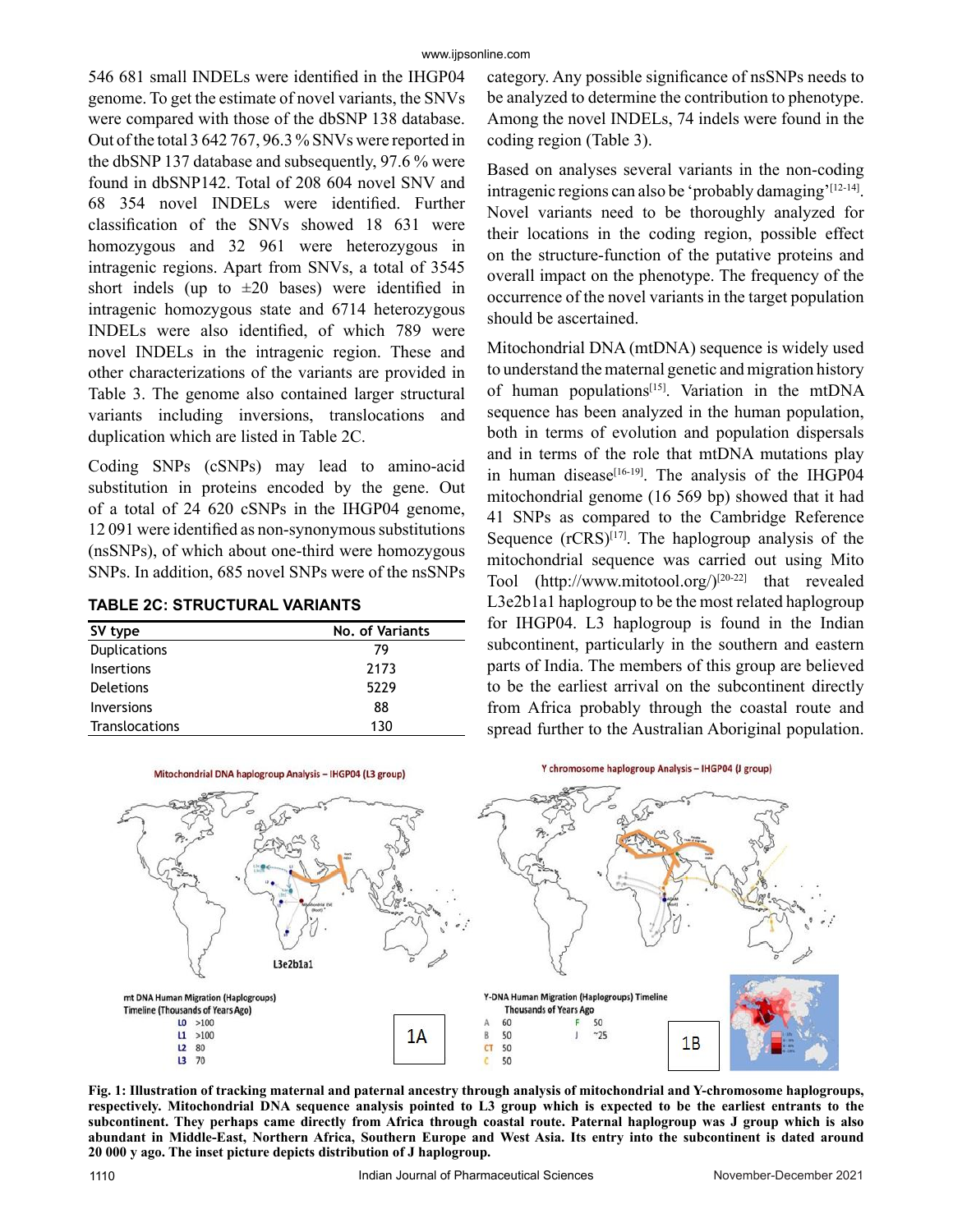546 681 small INDELs were identified in the IHGP04 genome. To get the estimate of novel variants, the SNVs were compared with those of the dbSNP 138 database. Out of the total 3 642 767, 96.3 % SNVs were reported in the dbSNP 137 database and subsequently, 97.6 % were found in dbSNP142. Total of 208 604 novel SNV and 68 354 novel INDELs were identified. Further classification of the SNVs showed 18 631 were homozygous and 32 961 were heterozygous in intragenic regions. Apart from SNVs, a total of 3545 short indels (up to ±20 bases) were identified in intragenic homozygous state and 6714 heterozygous INDELs were also identified, of which 789 were novel INDELs in the intragenic region. These and other characterizations of the variants are provided in Table 3. The genome also contained larger structural variants including inversions, translocations and duplication which are listed in Table 2C.

Coding SNPs (cSNPs) may lead to amino-acid substitution in proteins encoded by the gene. Out of a total of 24 620 cSNPs in the IHGP04 genome, 12 091 were identified as non-synonymous substitutions (nsSNPs), of which about one-third were homozygous SNPs. In addition, 685 novel SNPs were of the nsSNPs category. Any possible significance of nsSNPs needs to be analyzed to determine the contribution to phenotype. Among the novel INDELs, 74 indels were found in the coding region (Table 3).

**TABLE 2C: STRUCTURAL VARIANTS**

| SV type | No. of Variants |
|---|---|
| Duplications | 79 |
| Insertions | 2173 |
| Deletions | 5229 |
| Inversions | 88 |
| Translocations | 130 |

Based on analyses several variants in the non-coding intragenic regions can also be 'probably damaging'[12-14]. Novel variants need to be thoroughly analyzed for their locations in the coding region, possible effect on the structure-function of the putative proteins and overall impact on the phenotype. The frequency of the occurrence of the novel variants in the target population should be ascertained.

Mitochondrial DNA (mtDNA) sequence is widely used to understand the maternal genetic and migration history of human populations[15]. Variation in the mtDNA sequence has been analyzed in the human population, both in terms of evolution and population dispersals and in terms of the role that mtDNA mutations play in human disease[16-19]. The analysis of the IHGP04 mitochondrial genome (16 569 bp) showed that it had 41 SNPs as compared to the Cambridge Reference Sequence (rCRS)[17]. The haplogroup analysis of the mitochondrial sequence was carried out using Mito Tool (http://www.mitotool.org/)[20-22] that revealed L3e2b1a1 haplogroup to be the most related haplogroup for IHGP04. L3 haplogroup is found in the Indian subcontinent, particularly in the southern and eastern parts of India. The members of this group are believed to be the earliest arrival on the subcontinent directly from Africa probably through the coastal route and spread further to the Australian Aboriginal population.

**Fig. 1: Illustration of tracking maternal and paternal ancestry through analysis of mitochondrial and Y-chromosome haplogroups, respectively. Mitochondrial DNA sequence analysis pointed to L3 group which is expected to be the earliest entrants to the subcontinent. They perhaps came directly from Africa through coastal route. Paternal haplogroup was J group which is also abundant in Middle-East, Northern Africa, Southern Europe and West Asia. Its entry into the subcontinent is dated around 20 000 y ago. The inset picture depicts distribution of J haplogroup.**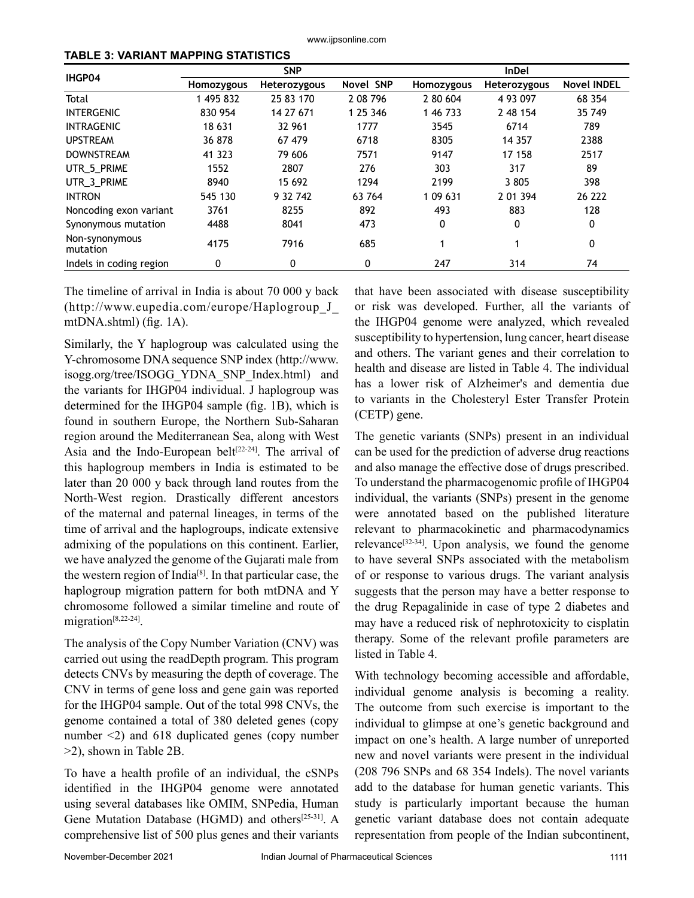**TABLE 3: VARIANT MAPPING STATISTICS**

| IHGP04 | SNP | | | InDel | | |
|---|---|---|---|---|---|---|
| | Homozygous | Heterozygous | Novel SNP | Homozygous | Heterozygous | Novel INDEL |
| Total | 1 495 832 | 25 83 170 | 2 08 796 | 2 80 604 | 4 93 097 | 68 354 |
| INTERGENIC | 830 954 | 14 27 671 | 1 25 346 | 1 46 733 | 2 48 154 | 35 749 |
| INTRAGENIC | 18 631 | 32 961 | 1777 | 3545 | 6714 | 789 |
| UPSTREAM | 36 878 | 67 479 | 6718 | 8305 | 14 357 | 2388 |
| DOWNSTREAM | 41 323 | 79 606 | 7571 | 9147 | 17 158 | 2517 |
| UTR_5_PRIME | 1552 | 2807 | 276 | 303 | 317 | 89 |
| UTR_3_PRIME | 8940 | 15 692 | 1294 | 2199 | 3 805 | 398 |
| INTRON | 545 130 | 9 32 742 | 63 764 | 1 09 631 | 2 01 394 | 26 222 |
| Noncoding exon variant | 3761 | 8255 | 892 | 493 | 883 | 128 |
| Synonymous mutation | 4488 | 8041 | 473 | 0 | 0 | 0 |
| Non-synonymous mutation | 4175 | 7916 | 685 | 1 | 1 | 0 |
| Indels in coding region | 0 | 0 | 0 | 247 | 314 | 74 |

The timeline of arrival in India is about 70 000 y back (http://www.eupedia.com/europe/Haplogroup_J_mtDNA.shtml) (fig. 1A).

Similarly, the Y haplogroup was calculated using the Y-chromosome DNA sequence SNP index (http://www.isogg.org/tree/ISOGG_YDNA_SNP_Index.html) and the variants for IHGP04 individual. J haplogroup was determined for the IHGP04 sample (fig. 1B), which is found in southern Europe, the Northern Sub-Saharan region around the Mediterranean Sea, along with West Asia and the Indo-European belt[22-24]. The arrival of this haplogroup members in India is estimated to be later than 20 000 y back through land routes from the North-West region. Drastically different ancestors of the maternal and paternal lineages, in terms of the time of arrival and the haplogroups, indicate extensive admixing of the populations on this continent. Earlier, we have analyzed the genome of the Gujarati male from the western region of India[8]. In that particular case, the haplogroup migration pattern for both mtDNA and Y chromosome followed a similar timeline and route of migration[8,22-24].

The analysis of the Copy Number Variation (CNV) was carried out using the readDepth program. This program detects CNVs by measuring the depth of coverage. The CNV in terms of gene loss and gene gain was reported for the IHGP04 sample. Out of the total 998 CNVs, the genome contained a total of 380 deleted genes (copy number <2) and 618 duplicated genes (copy number >2), shown in Table 2B.

To have a health profile of an individual, the cSNPs identified in the IHGP04 genome were annotated using several databases like OMIM, SNPedia, Human Gene Mutation Database (HGMD) and others[25-31]. A comprehensive list of 500 plus genes and their variants that have been associated with disease susceptibility or risk was developed. Further, all the variants of the IHGP04 genome were analyzed, which revealed susceptibility to hypertension, lung cancer, heart disease and others. The variant genes and their correlation to health and disease are listed in Table 4. The individual has a lower risk of Alzheimer's and dementia due to variants in the Cholesteryl Ester Transfer Protein (CETP) gene.

The genetic variants (SNPs) present in an individual can be used for the prediction of adverse drug reactions and also manage the effective dose of drugs prescribed. To understand the pharmacogenomic profile of IHGP04 individual, the variants (SNPs) present in the genome were annotated based on the published literature relevant to pharmacokinetic and pharmacodynamics relevance[32-34]. Upon analysis, we found the genome to have several SNPs associated with the metabolism of or response to various drugs. The variant analysis suggests that the person may have a better response to the drug Repagalinide in case of type 2 diabetes and may have a reduced risk of nephrotoxicity to cisplatin therapy. Some of the relevant profile parameters are listed in Table 4.

With technology becoming accessible and affordable, individual genome analysis is becoming a reality. The outcome from such exercise is important to the individual to glimpse at one's genetic background and impact on one's health. A large number of unreported new and novel variants were present in the individual (208 796 SNPs and 68 354 Indels). The novel variants add to the database for human genetic variants. This study is particularly important because the human genetic variant database does not contain adequate representation from people of the Indian subcontinent,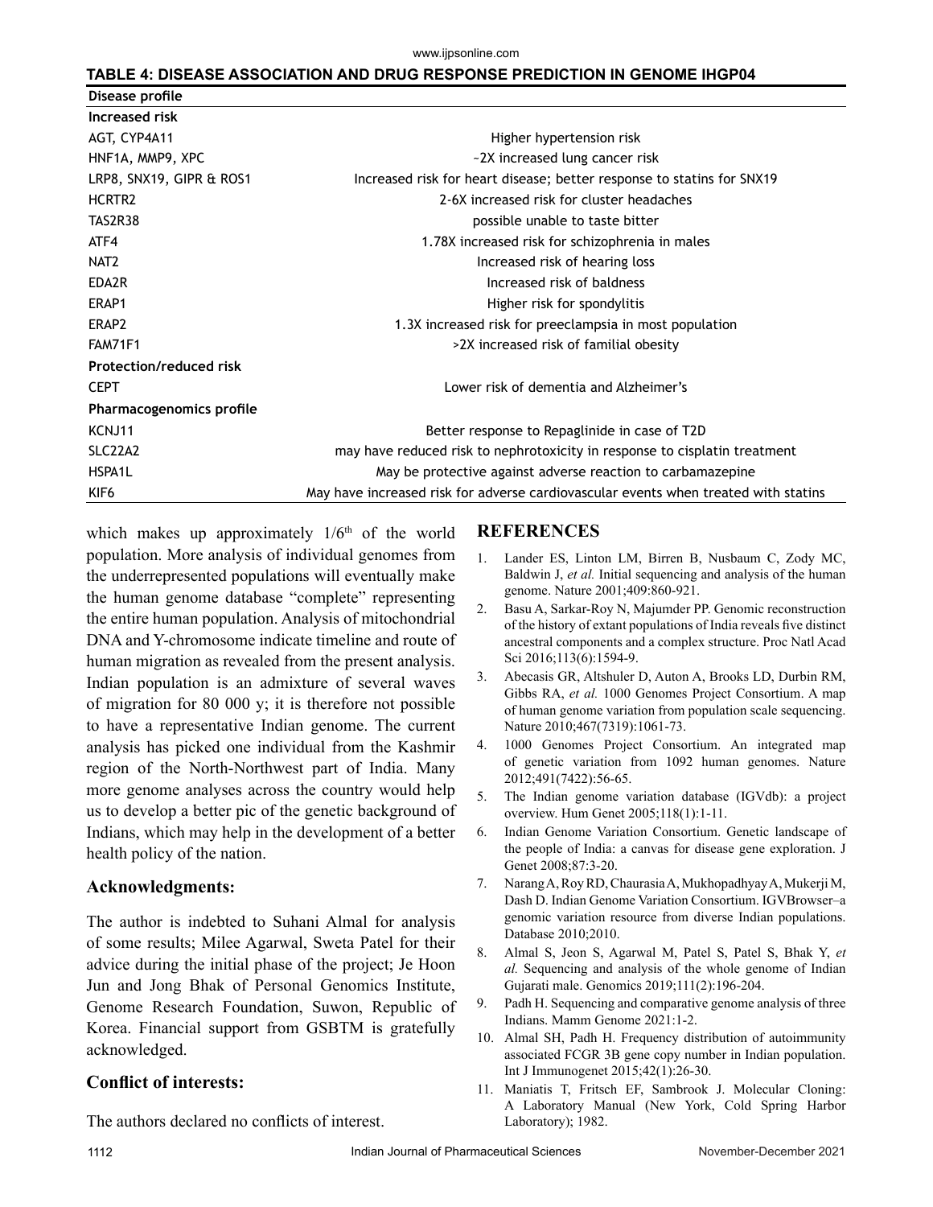**TABLE 4: DISEASE ASSOCIATION AND DRUG RESPONSE PREDICTION IN GENOME IHGP04**

| Disease profile | |
|---|---|
| **Increased risk** | |
| AGT, CYP4A11 | Higher hypertension risk |
| HNF1A, MMP9, XPC | ~2X increased lung cancer risk |
| LRP8, SNX19, GIPR & ROS1 | Increased risk for heart disease; better response to statins for SNX19 |
| HCRTR2 | 2-6X increased risk for cluster headaches |
| TAS2R38 | possible unable to taste bitter |
| ATF4 | 1.78X increased risk for schizophrenia in males |
| NAT2 | Increased risk of hearing loss |
| EDA2R | Increased risk of baldness |
| ERAP1 | Higher risk for spondylitis |
| ERAP2 | 1.3X increased risk for preeclampsia in most population |
| FAM71F1 | >2X increased risk of familial obesity |
| **Protection/reduced risk** | |
| CEPT | Lower risk of dementia and Alzheimer's |
| **Pharmacogenomics profile** | |
| KCNJ11 | Better response to Repaglinide in case of T2D |
| SLC22A2 | may have reduced risk to nephrotoxicity in response to cisplatin treatment |
| HSPA1L | May be protective against adverse reaction to carbamazepine |
| KIF6 | May have increased risk for adverse cardiovascular events when treated with statins |

which makes up approximately $1/6^{th}$ of the world population. More analysis of individual genomes from the underrepresented populations will eventually make the human genome database "complete" representing the entire human population. Analysis of mitochondrial DNA and Y-chromosome indicate timeline and route of human migration as revealed from the present analysis. Indian population is an admixture of several waves of migration for 80 000 y; it is therefore not possible to have a representative Indian genome. The current analysis has picked one individual from the Kashmir region of the North-Northwest part of India. Many more genome analyses across the country would help us to develop a better pic of the genetic background of Indians, which may help in the development of a better health policy of the nation.

## Acknowledgments:

The author is indebted to Suhani Almal for analysis of some results; Milee Agarwal, Sweta Patel for their advice during the initial phase of the project; Je Hoon Jun and Jong Bhak of Personal Genomics Institute, Genome Research Foundation, Suwon, Republic of Korea. Financial support from GSBTM is gratefully acknowledged.

## Conflict of interests:

The authors declared no conflicts of interest.

## REFERENCES

1. Lander ES, Linton LM, Birren B, Nusbaum C, Zody MC, Baldwin J, *et al.* Initial sequencing and analysis of the human genome. Nature 2001;409:860-921.
2. Basu A, Sarkar-Roy N, Majumder PP. Genomic reconstruction of the history of extant populations of India reveals five distinct ancestral components and a complex structure. Proc Natl Acad Sci 2016;113(6):1594-9.
3. Abecasis GR, Altshuler D, Auton A, Brooks LD, Durbin RM, Gibbs RA, *et al.* 1000 Genomes Project Consortium. A map of human genome variation from population scale sequencing. Nature 2010;467(7319):1061-73.
4. 1000 Genomes Project Consortium. An integrated map of genetic variation from 1092 human genomes. Nature 2012;491(7422):56-65.
5. The Indian genome variation database (IGVdb): a project overview. Hum Genet 2005;118(1):1-11.
6. Indian Genome Variation Consortium. Genetic landscape of the people of India: a canvas for disease gene exploration. J Genet 2008;87:3-20.
7. Narang A, Roy RD, Chaurasia A, Mukhopadhyay A, Mukerji M, Dash D. Indian Genome Variation Consortium. IGVBrowser–a genomic variation resource from diverse Indian populations. Database 2010;2010.
8. Almal S, Jeon S, Agarwal M, Patel S, Patel S, Bhak Y, *et al.* Sequencing and analysis of the whole genome of Indian Gujarati male. Genomics 2019;111(2):196-204.
9. Padh H. Sequencing and comparative genome analysis of three Indians. Mamm Genome 2021:1-2.
10. Almal SH, Padh H. Frequency distribution of autoimmunity associated FCGR 3B gene copy number in Indian population. Int J Immunogenet 2015;42(1):26-30.
11. Maniatis T, Fritsch EF, Sambrook J. Molecular Cloning: A Laboratory Manual (New York, Cold Spring Harbor Laboratory); 1982.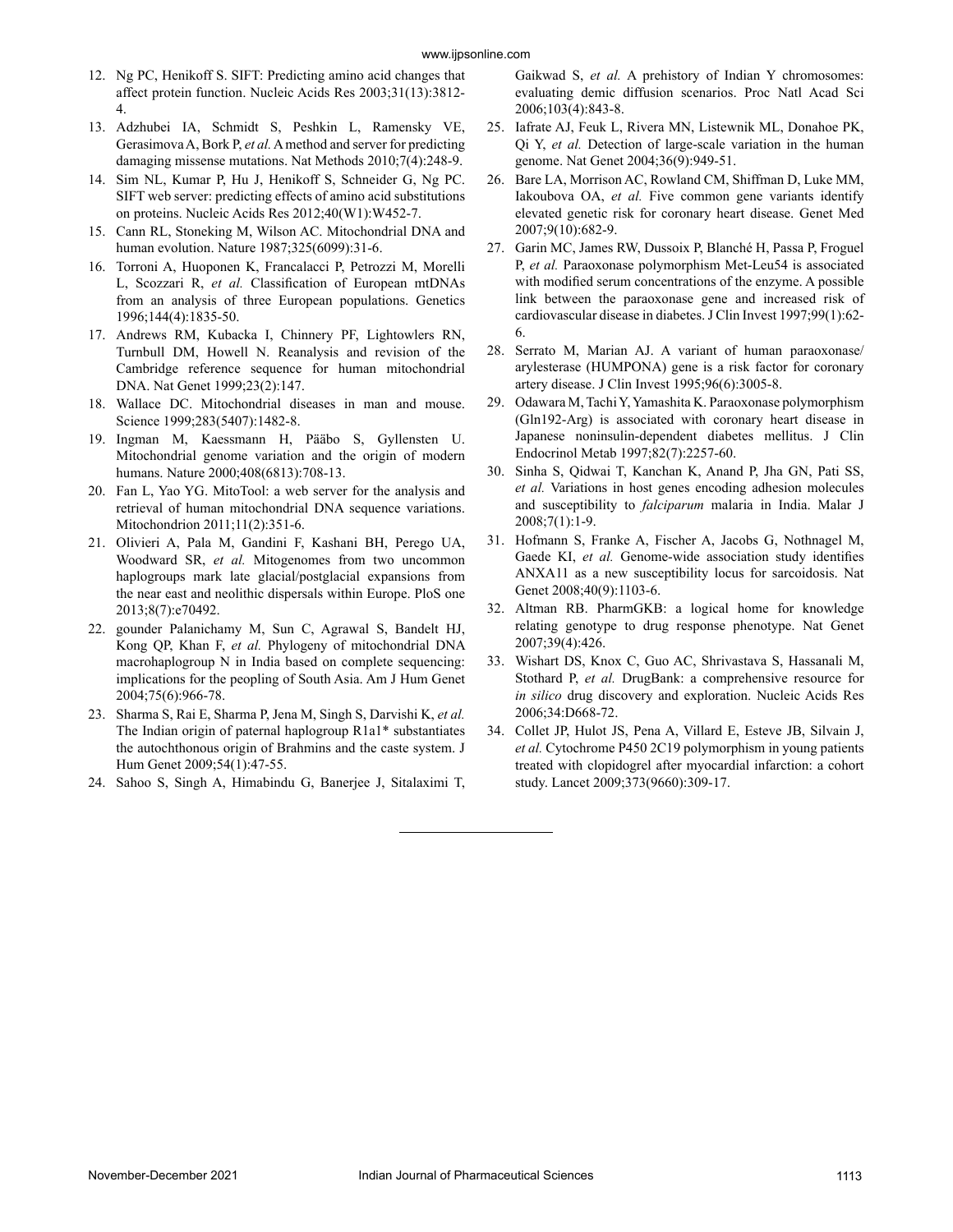12. Ng PC, Henikoff S. SIFT: Predicting amino acid changes that affect protein function. Nucleic Acids Res 2003;31(13):3812-4.
13. Adzhubei IA, Schmidt S, Peshkin L, Ramensky VE, Gerasimova A, Bork P, *et al.* A method and server for predicting damaging missense mutations. Nat Methods 2010;7(4):248-9.
14. Sim NL, Kumar P, Hu J, Henikoff S, Schneider G, Ng PC. SIFT web server: predicting effects of amino acid substitutions on proteins. Nucleic Acids Res 2012;40(W1):W452-7.
15. Cann RL, Stoneking M, Wilson AC. Mitochondrial DNA and human evolution. Nature 1987;325(6099):31-6.
16. Torroni A, Huoponen K, Francalacci P, Petrozzi M, Morelli L, Scozzari R, *et al.* Classification of European mtDNAs from an analysis of three European populations. Genetics 1996;144(4):1835-50.
17. Andrews RM, Kubacka I, Chinnery PF, Lightowlers RN, Turnbull DM, Howell N. Reanalysis and revision of the Cambridge reference sequence for human mitochondrial DNA. Nat Genet 1999;23(2):147.
18. Wallace DC. Mitochondrial diseases in man and mouse. Science 1999;283(5407):1482-8.
19. Ingman M, Kaessmann H, Pääbo S, Gyllensten U. Mitochondrial genome variation and the origin of modern humans. Nature 2000;408(6813):708-13.
20. Fan L, Yao YG. MitoTool: a web server for the analysis and retrieval of human mitochondrial DNA sequence variations. Mitochondrion 2011;11(2):351-6.
21. Olivieri A, Pala M, Gandini F, Kashani BH, Perego UA, Woodward SR, *et al.* Mitogenomes from two uncommon haplogroups mark late glacial/postglacial expansions from the near east and neolithic dispersals within Europe. PloS one 2013;8(7):e70492.
22. gounder Palanichamy M, Sun C, Agrawal S, Bandelt HJ, Kong QP, Khan F, *et al.* Phylogeny of mitochondrial DNA macrohaplogroup N in India based on complete sequencing: implications for the peopling of South Asia. Am J Hum Genet 2004;75(6):966-78.
23. Sharma S, Rai E, Sharma P, Jena M, Singh S, Darvishi K, *et al.* The Indian origin of paternal haplogroup R1a1* substantiates the autochthonous origin of Brahmins and the caste system. J Hum Genet 2009;54(1):47-55.
24. Sahoo S, Singh A, Himabindu G, Banerjee J, Sitalaximi T, Gaikwad S, *et al.* A prehistory of Indian Y chromosomes: evaluating demic diffusion scenarios. Proc Natl Acad Sci 2006;103(4):843-8.
25. Iafrate AJ, Feuk L, Rivera MN, Listewnik ML, Donahoe PK, Qi Y, *et al.* Detection of large-scale variation in the human genome. Nat Genet 2004;36(9):949-51.
26. Bare LA, Morrison AC, Rowland CM, Shiffman D, Luke MM, Iakoubova OA, *et al.* Five common gene variants identify elevated genetic risk for coronary heart disease. Genet Med 2007;9(10):682-9.
27. Garin MC, James RW, Dussoix P, Blanché H, Passa P, Froguel P, *et al.* Paraoxonase polymorphism Met-Leu54 is associated with modified serum concentrations of the enzyme. A possible link between the paraoxonase gene and increased risk of cardiovascular disease in diabetes. J Clin Invest 1997;99(1):62-6.
28. Serrato M, Marian AJ. A variant of human paraoxonase/arylesterase (HUMPONA) gene is a risk factor for coronary artery disease. J Clin Invest 1995;96(6):3005-8.
29. Odawara M, Tachi Y, Yamashita K. Paraoxonase polymorphism (Gln192-Arg) is associated with coronary heart disease in Japanese noninsulin-dependent diabetes mellitus. J Clin Endocrinol Metab 1997;82(7):2257-60.
30. Sinha S, Qidwai T, Kanchan K, Anand P, Jha GN, Pati SS, *et al.* Variations in host genes encoding adhesion molecules and susceptibility to *falciparum* malaria in India. Malar J 2008;7(1):1-9.
31. Hofmann S, Franke A, Fischer A, Jacobs G, Nothnagel M, Gaede KI, *et al.* Genome-wide association study identifies ANXA11 as a new susceptibility locus for sarcoidosis. Nat Genet 2008;40(9):1103-6.
32. Altman RB. PharmGKB: a logical home for knowledge relating genotype to drug response phenotype. Nat Genet 2007;39(4):426.
33. Wishart DS, Knox C, Guo AC, Shrivastava S, Hassanali M, Stothard P, *et al.* DrugBank: a comprehensive resource for *in silico* drug discovery and exploration. Nucleic Acids Res 2006;34:D668-72.
34. Collet JP, Hulot JS, Pena A, Villard E, Esteve JB, Silvain J, *et al.* Cytochrome P450 2C19 polymorphism in young patients treated with clopidogrel after myocardial infarction: a cohort study. Lancet 2009;373(9660):309-17.